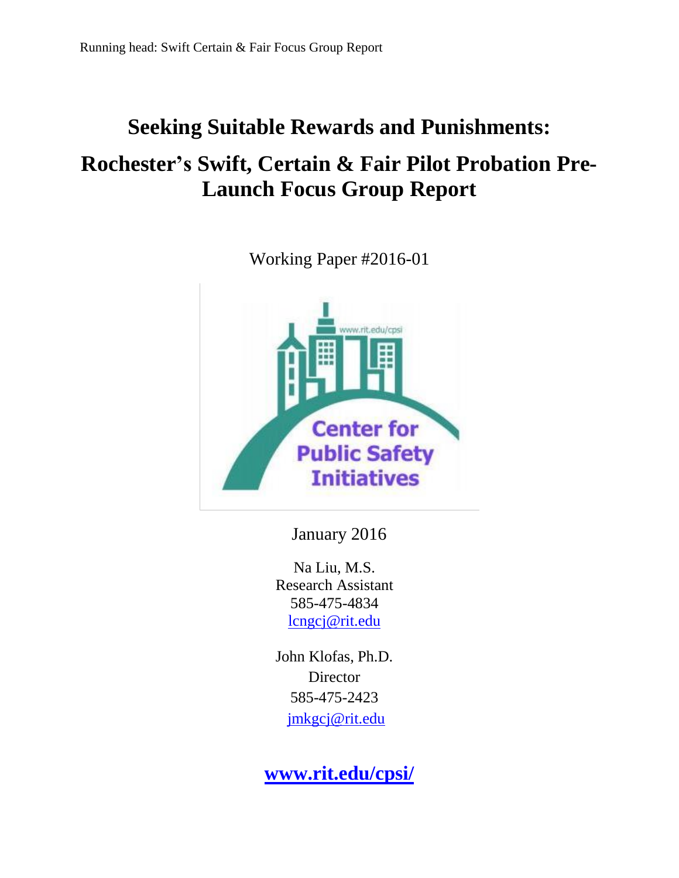# Seeking Suitable Rewards and Punishments:

# Rochester's Swift, Certain & Fair Pilot Probation Pre-Launch Focus Group Report

Working Paper #2016-01

January 2016

Na Liu, M.S.
Research Assistant
585-475-4834
lcngcj@rit.edu

John Klofas, Ph.D.
Director
585-475-2423
jmkgcj@rit.edu

**www.rit.edu/cpsi/**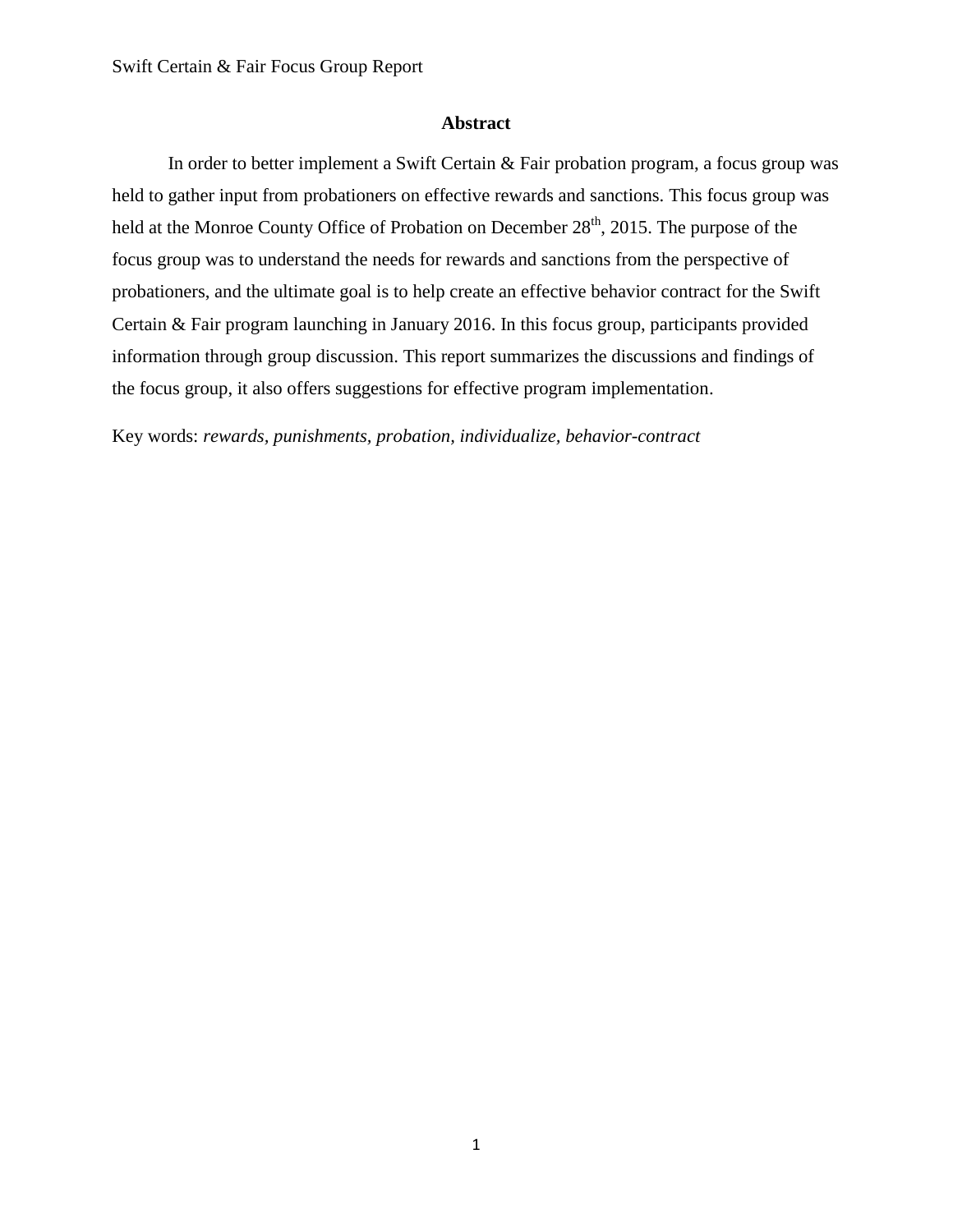# Abstract

In order to better implement a Swift Certain & Fair probation program, a focus group was held to gather input from probationers on effective rewards and sanctions. This focus group was held at the Monroe County Office of Probation on December 28th, 2015. The purpose of the focus group was to understand the needs for rewards and sanctions from the perspective of probationers, and the ultimate goal is to help create an effective behavior contract for the Swift Certain & Fair program launching in January 2016. In this focus group, participants provided information through group discussion. This report summarizes the discussions and findings of the focus group, it also offers suggestions for effective program implementation.

Key words: *rewards, punishments, probation, individualize, behavior-contract*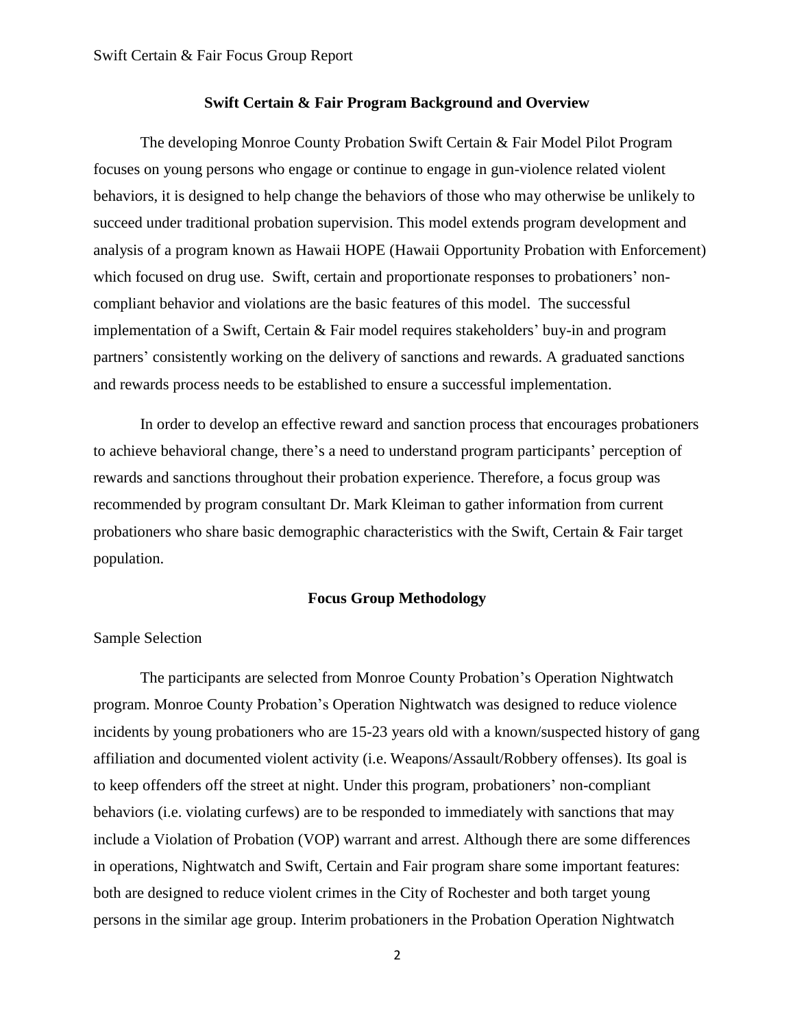## Swift Certain & Fair Program Background and Overview

The developing Monroe County Probation Swift Certain & Fair Model Pilot Program focuses on young persons who engage or continue to engage in gun-violence related violent behaviors, it is designed to help change the behaviors of those who may otherwise be unlikely to succeed under traditional probation supervision. This model extends program development and analysis of a program known as Hawaii HOPE (Hawaii Opportunity Probation with Enforcement) which focused on drug use. Swift, certain and proportionate responses to probationers' non-compliant behavior and violations are the basic features of this model. The successful implementation of a Swift, Certain & Fair model requires stakeholders' buy-in and program partners' consistently working on the delivery of sanctions and rewards. A graduated sanctions and rewards process needs to be established to ensure a successful implementation.

In order to develop an effective reward and sanction process that encourages probationers to achieve behavioral change, there's a need to understand program participants' perception of rewards and sanctions throughout their probation experience. Therefore, a focus group was recommended by program consultant Dr. Mark Kleiman to gather information from current probationers who share basic demographic characteristics with the Swift, Certain & Fair target population.

## Focus Group Methodology

### Sample Selection

The participants are selected from Monroe County Probation's Operation Nightwatch program. Monroe County Probation's Operation Nightwatch was designed to reduce violence incidents by young probationers who are 15-23 years old with a known/suspected history of gang affiliation and documented violent activity (i.e. Weapons/Assault/Robbery offenses). Its goal is to keep offenders off the street at night. Under this program, probationers' non-compliant behaviors (i.e. violating curfews) are to be responded to immediately with sanctions that may include a Violation of Probation (VOP) warrant and arrest. Although there are some differences in operations, Nightwatch and Swift, Certain and Fair program share some important features: both are designed to reduce violent crimes in the City of Rochester and both target young persons in the similar age group. Interim probationers in the Probation Operation Nightwatch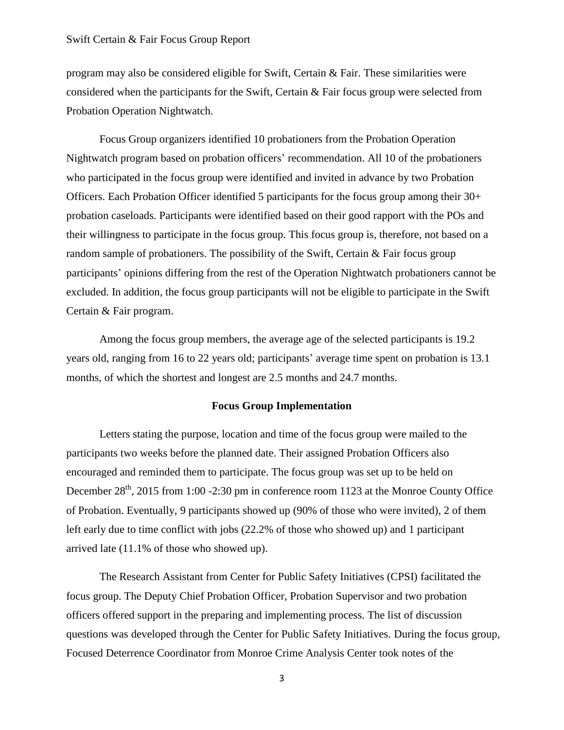program may also be considered eligible for Swift, Certain & Fair. These similarities were considered when the participants for the Swift, Certain & Fair focus group were selected from Probation Operation Nightwatch.

Focus Group organizers identified 10 probationers from the Probation Operation Nightwatch program based on probation officers' recommendation. All 10 of the probationers who participated in the focus group were identified and invited in advance by two Probation Officers. Each Probation Officer identified 5 participants for the focus group among their 30+ probation caseloads. Participants were identified based on their good rapport with the POs and their willingness to participate in the focus group. This focus group is, therefore, not based on a random sample of probationers. The possibility of the Swift, Certain & Fair focus group participants' opinions differing from the rest of the Operation Nightwatch probationers cannot be excluded. In addition, the focus group participants will not be eligible to participate in the Swift Certain & Fair program.

Among the focus group members, the average age of the selected participants is 19.2 years old, ranging from 16 to 22 years old; participants' average time spent on probation is 13.1 months, of which the shortest and longest are 2.5 months and 24.7 months.

## Focus Group Implementation

Letters stating the purpose, location and time of the focus group were mailed to the participants two weeks before the planned date. Their assigned Probation Officers also encouraged and reminded them to participate. The focus group was set up to be held on December 28th, 2015 from 1:00 -2:30 pm in conference room 1123 at the Monroe County Office of Probation. Eventually, 9 participants showed up (90% of those who were invited), 2 of them left early due to time conflict with jobs (22.2% of those who showed up) and 1 participant arrived late (11.1% of those who showed up).

The Research Assistant from Center for Public Safety Initiatives (CPSI) facilitated the focus group. The Deputy Chief Probation Officer, Probation Supervisor and two probation officers offered support in the preparing and implementing process. The list of discussion questions was developed through the Center for Public Safety Initiatives. During the focus group, Focused Deterrence Coordinator from Monroe Crime Analysis Center took notes of the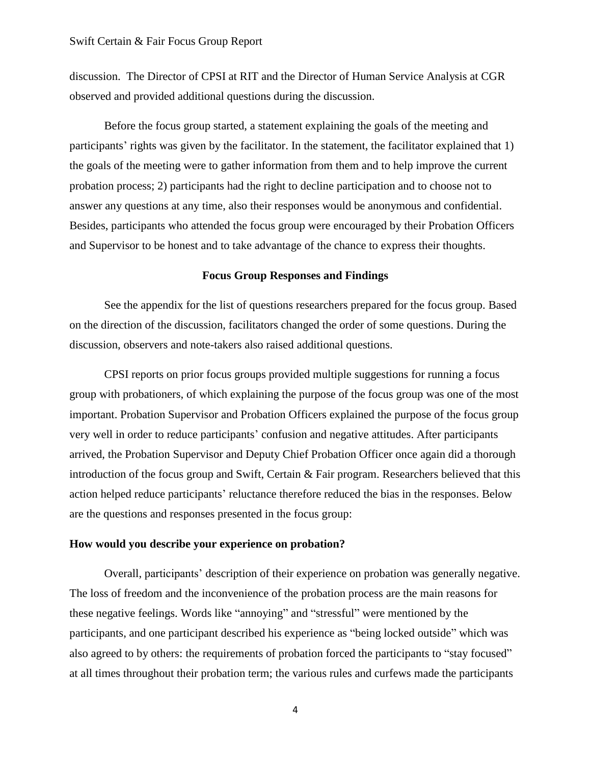discussion. The Director of CPSI at RIT and the Director of Human Service Analysis at CGR observed and provided additional questions during the discussion.

Before the focus group started, a statement explaining the goals of the meeting and participants' rights was given by the facilitator. In the statement, the facilitator explained that 1) the goals of the meeting were to gather information from them and to help improve the current probation process; 2) participants had the right to decline participation and to choose not to answer any questions at any time, also their responses would be anonymous and confidential. Besides, participants who attended the focus group were encouraged by their Probation Officers and Supervisor to be honest and to take advantage of the chance to express their thoughts.

## Focus Group Responses and Findings

See the appendix for the list of questions researchers prepared for the focus group. Based on the direction of the discussion, facilitators changed the order of some questions. During the discussion, observers and note-takers also raised additional questions.

CPSI reports on prior focus groups provided multiple suggestions for running a focus group with probationers, of which explaining the purpose of the focus group was one of the most important. Probation Supervisor and Probation Officers explained the purpose of the focus group very well in order to reduce participants' confusion and negative attitudes. After participants arrived, the Probation Supervisor and Deputy Chief Probation Officer once again did a thorough introduction of the focus group and Swift, Certain & Fair program. Researchers believed that this action helped reduce participants' reluctance therefore reduced the bias in the responses. Below are the questions and responses presented in the focus group:

### How would you describe your experience on probation?

Overall, participants' description of their experience on probation was generally negative. The loss of freedom and the inconvenience of the probation process are the main reasons for these negative feelings. Words like "annoying" and "stressful" were mentioned by the participants, and one participant described his experience as "being locked outside" which was also agreed to by others: the requirements of probation forced the participants to "stay focused" at all times throughout their probation term; the various rules and curfews made the participants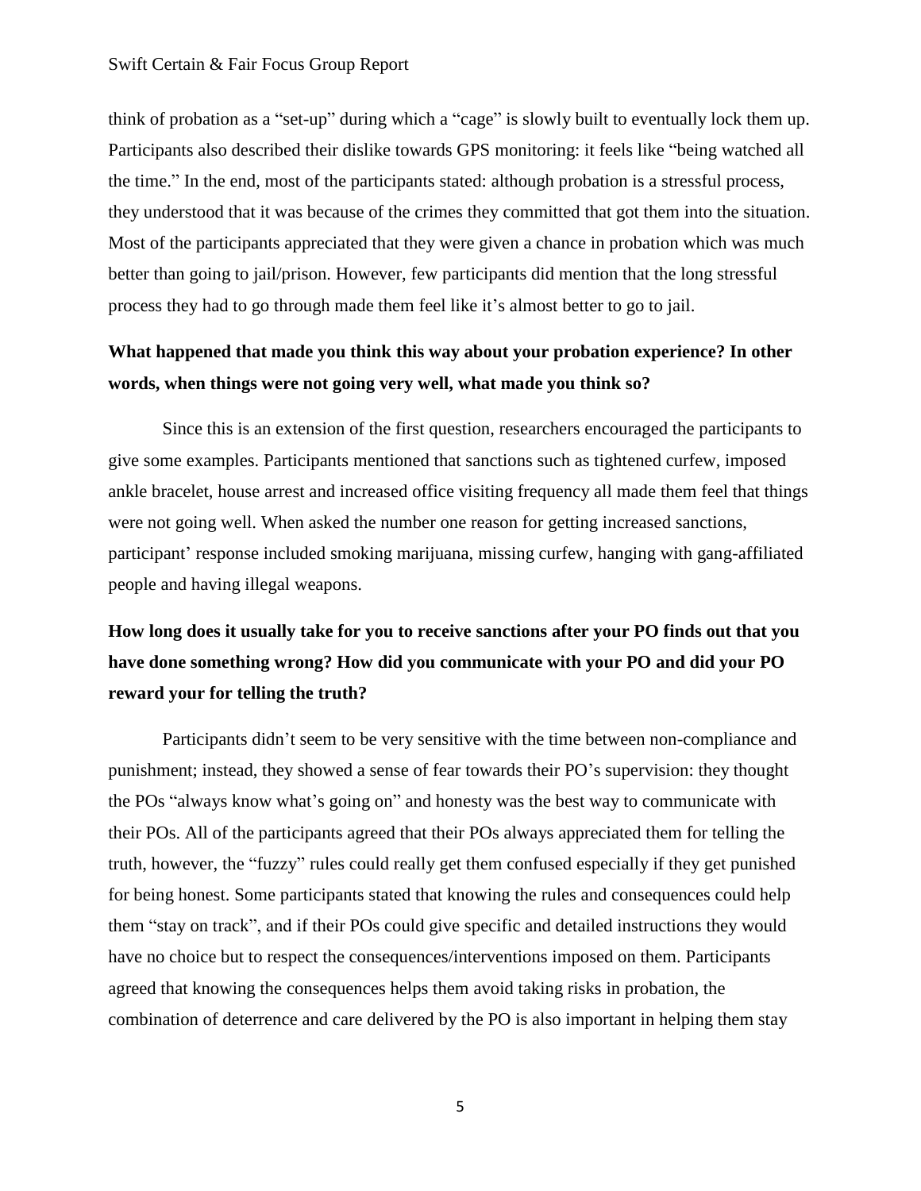think of probation as a "set-up" during which a "cage" is slowly built to eventually lock them up. Participants also described their dislike towards GPS monitoring: it feels like "being watched all the time." In the end, most of the participants stated: although probation is a stressful process, they understood that it was because of the crimes they committed that got them into the situation. Most of the participants appreciated that they were given a chance in probation which was much better than going to jail/prison. However, few participants did mention that the long stressful process they had to go through made them feel like it's almost better to go to jail.

**What happened that made you think this way about your probation experience? In other words, when things were not going very well, what made you think so?**

Since this is an extension of the first question, researchers encouraged the participants to give some examples. Participants mentioned that sanctions such as tightened curfew, imposed ankle bracelet, house arrest and increased office visiting frequency all made them feel that things were not going well. When asked the number one reason for getting increased sanctions, participant' response included smoking marijuana, missing curfew, hanging with gang-affiliated people and having illegal weapons.

**How long does it usually take for you to receive sanctions after your PO finds out that you have done something wrong? How did you communicate with your PO and did your PO reward your for telling the truth?**

Participants didn't seem to be very sensitive with the time between non-compliance and punishment; instead, they showed a sense of fear towards their PO's supervision: they thought the POs "always know what's going on" and honesty was the best way to communicate with their POs. All of the participants agreed that their POs always appreciated them for telling the truth, however, the "fuzzy" rules could really get them confused especially if they get punished for being honest. Some participants stated that knowing the rules and consequences could help them "stay on track", and if their POs could give specific and detailed instructions they would have no choice but to respect the consequences/interventions imposed on them. Participants agreed that knowing the consequences helps them avoid taking risks in probation, the combination of deterrence and care delivered by the PO is also important in helping them stay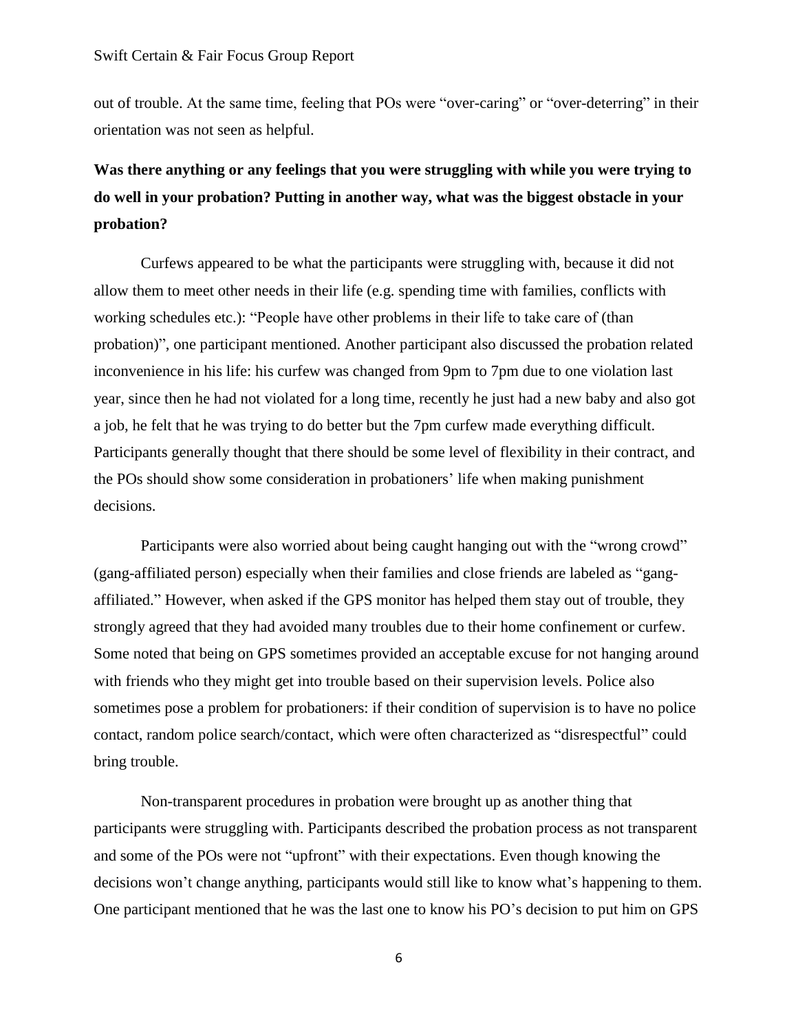out of trouble. At the same time, feeling that POs were “over-caring” or “over-deterring” in their orientation was not seen as helpful.

**Was there anything or any feelings that you were struggling with while you were trying to do well in your probation? Putting in another way, what was the biggest obstacle in your probation?**

Curfews appeared to be what the participants were struggling with, because it did not allow them to meet other needs in their life (e.g. spending time with families, conflicts with working schedules etc.): “People have other problems in their life to take care of (than probation)”, one participant mentioned. Another participant also discussed the probation related inconvenience in his life: his curfew was changed from 9pm to 7pm due to one violation last year, since then he had not violated for a long time, recently he just had a new baby and also got a job, he felt that he was trying to do better but the 7pm curfew made everything difficult. Participants generally thought that there should be some level of flexibility in their contract, and the POs should show some consideration in probationers’ life when making punishment decisions.

Participants were also worried about being caught hanging out with the “wrong crowd” (gang-affiliated person) especially when their families and close friends are labeled as “gang-affiliated.” However, when asked if the GPS monitor has helped them stay out of trouble, they strongly agreed that they had avoided many troubles due to their home confinement or curfew. Some noted that being on GPS sometimes provided an acceptable excuse for not hanging around with friends who they might get into trouble based on their supervision levels. Police also sometimes pose a problem for probationers: if their condition of supervision is to have no police contact, random police search/contact, which were often characterized as “disrespectful” could bring trouble.

Non-transparent procedures in probation were brought up as another thing that participants were struggling with. Participants described the probation process as not transparent and some of the POs were not “upfront” with their expectations. Even though knowing the decisions won’t change anything, participants would still like to know what’s happening to them. One participant mentioned that he was the last one to know his PO’s decision to put him on GPS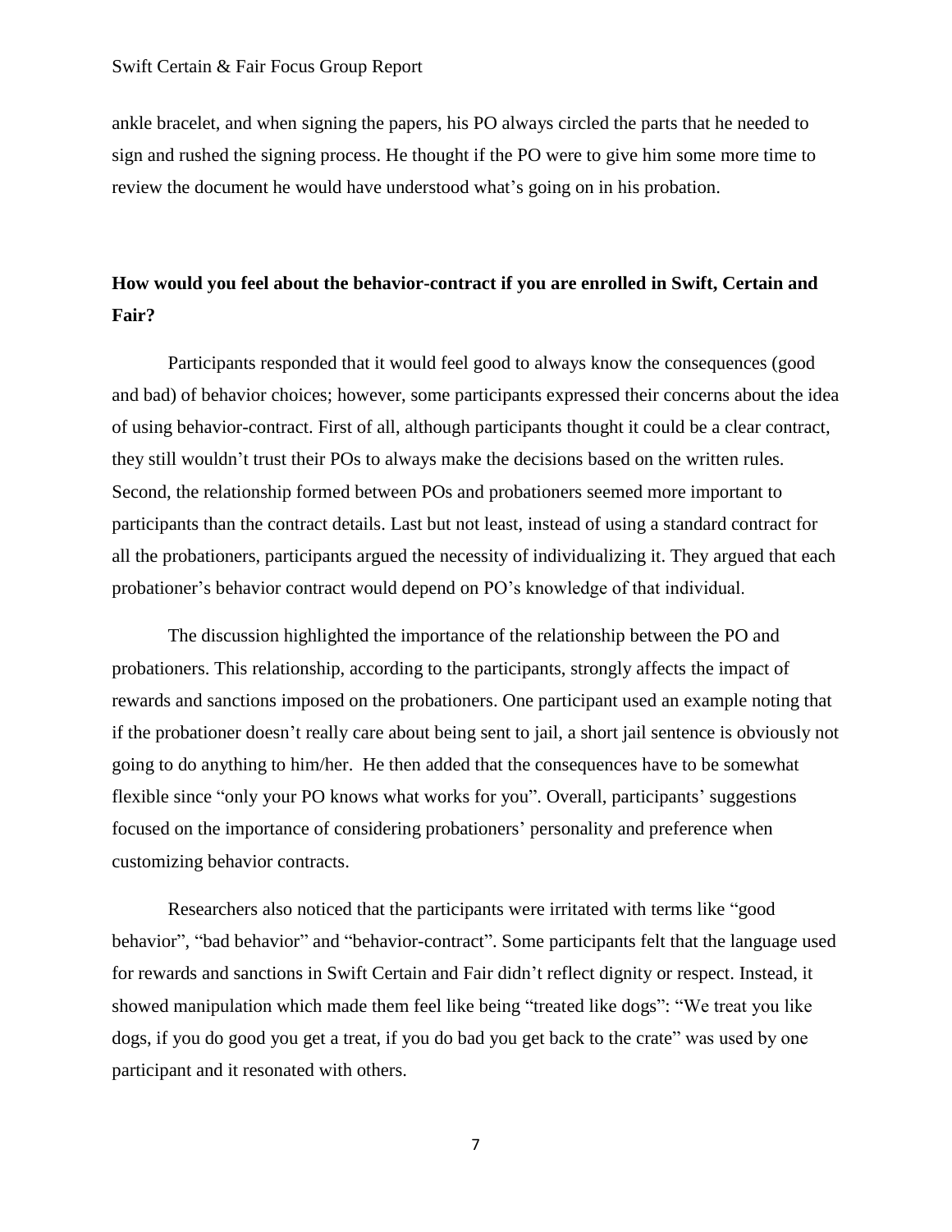ankle bracelet, and when signing the papers, his PO always circled the parts that he needed to sign and rushed the signing process. He thought if the PO were to give him some more time to review the document he would have understood what's going on in his probation.

**How would you feel about the behavior-contract if you are enrolled in Swift, Certain and Fair?**

Participants responded that it would feel good to always know the consequences (good and bad) of behavior choices; however, some participants expressed their concerns about the idea of using behavior-contract. First of all, although participants thought it could be a clear contract, they still wouldn't trust their POs to always make the decisions based on the written rules. Second, the relationship formed between POs and probationers seemed more important to participants than the contract details. Last but not least, instead of using a standard contract for all the probationers, participants argued the necessity of individualizing it. They argued that each probationer's behavior contract would depend on PO's knowledge of that individual.

The discussion highlighted the importance of the relationship between the PO and probationers. This relationship, according to the participants, strongly affects the impact of rewards and sanctions imposed on the probationers. One participant used an example noting that if the probationer doesn't really care about being sent to jail, a short jail sentence is obviously not going to do anything to him/her. He then added that the consequences have to be somewhat flexible since "only your PO knows what works for you". Overall, participants' suggestions focused on the importance of considering probationers' personality and preference when customizing behavior contracts.

Researchers also noticed that the participants were irritated with terms like "good behavior", "bad behavior" and "behavior-contract". Some participants felt that the language used for rewards and sanctions in Swift Certain and Fair didn't reflect dignity or respect. Instead, it showed manipulation which made them feel like being "treated like dogs": "We treat you like dogs, if you do good you get a treat, if you do bad you get back to the crate" was used by one participant and it resonated with others.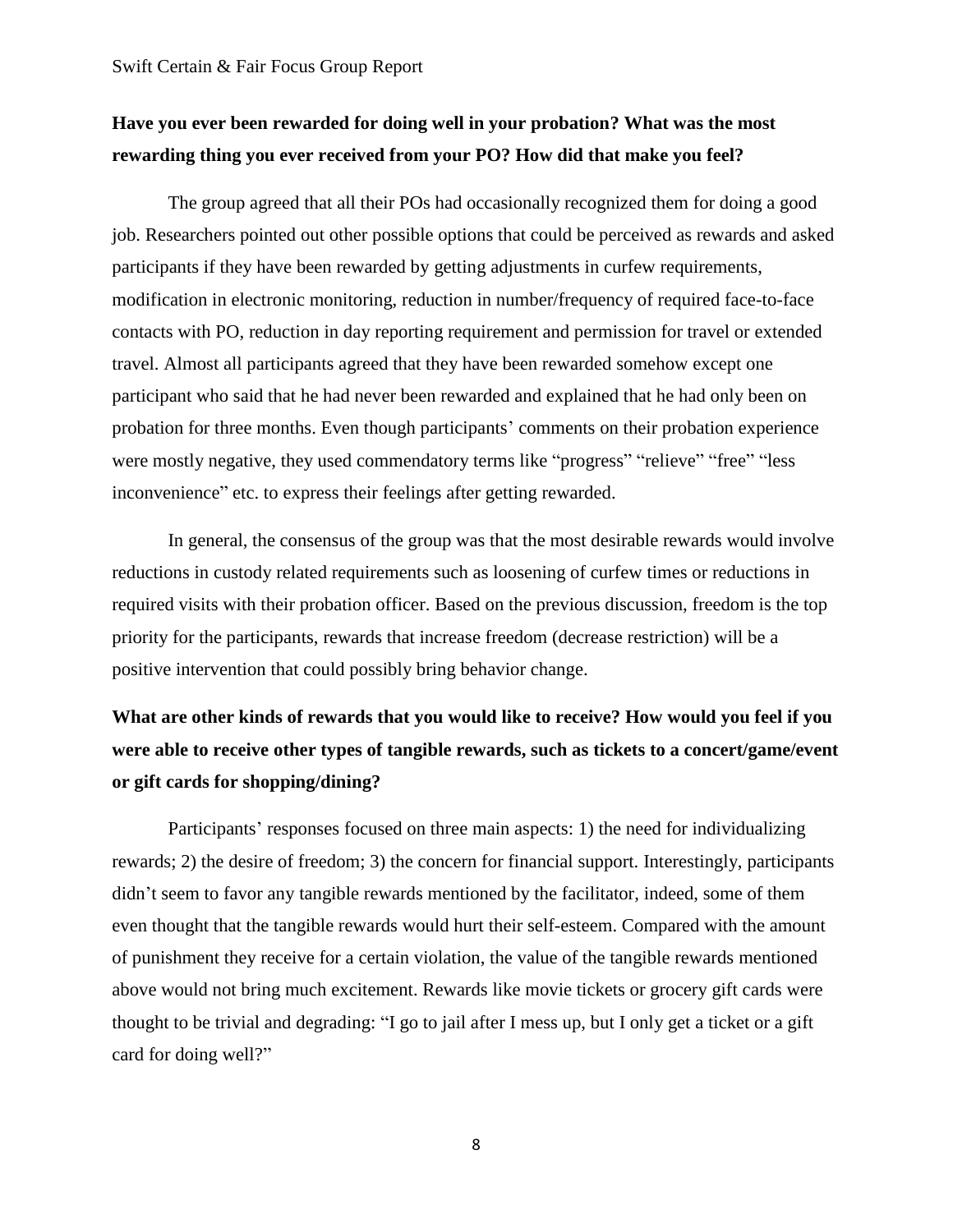**Have you ever been rewarded for doing well in your probation? What was the most rewarding thing you ever received from your PO? How did that make you feel?**

The group agreed that all their POs had occasionally recognized them for doing a good job. Researchers pointed out other possible options that could be perceived as rewards and asked participants if they have been rewarded by getting adjustments in curfew requirements, modification in electronic monitoring, reduction in number/frequency of required face-to-face contacts with PO, reduction in day reporting requirement and permission for travel or extended travel. Almost all participants agreed that they have been rewarded somehow except one participant who said that he had never been rewarded and explained that he had only been on probation for three months. Even though participants' comments on their probation experience were mostly negative, they used commendatory terms like "progress" "relieve" "free" "less inconvenience" etc. to express their feelings after getting rewarded.

In general, the consensus of the group was that the most desirable rewards would involve reductions in custody related requirements such as loosening of curfew times or reductions in required visits with their probation officer. Based on the previous discussion, freedom is the top priority for the participants, rewards that increase freedom (decrease restriction) will be a positive intervention that could possibly bring behavior change.

**What are other kinds of rewards that you would like to receive? How would you feel if you were able to receive other types of tangible rewards, such as tickets to a concert/game/event or gift cards for shopping/dining?**

Participants' responses focused on three main aspects: 1) the need for individualizing rewards; 2) the desire of freedom; 3) the concern for financial support. Interestingly, participants didn't seem to favor any tangible rewards mentioned by the facilitator, indeed, some of them even thought that the tangible rewards would hurt their self-esteem. Compared with the amount of punishment they receive for a certain violation, the value of the tangible rewards mentioned above would not bring much excitement. Rewards like movie tickets or grocery gift cards were thought to be trivial and degrading: "I go to jail after I mess up, but I only get a ticket or a gift card for doing well?"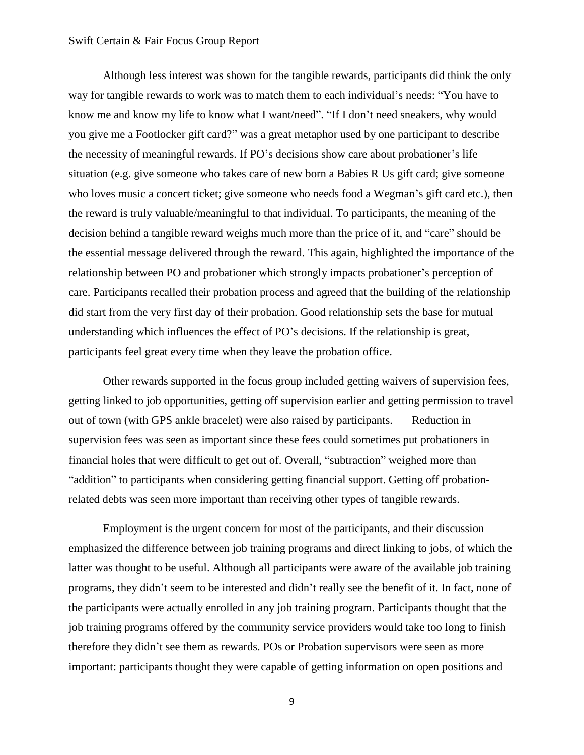Although less interest was shown for the tangible rewards, participants did think the only way for tangible rewards to work was to match them to each individual's needs: "You have to know me and know my life to know what I want/need". "If I don't need sneakers, why would you give me a Footlocker gift card?" was a great metaphor used by one participant to describe the necessity of meaningful rewards. If PO's decisions show care about probationer's life situation (e.g. give someone who takes care of new born a Babies R Us gift card; give someone who loves music a concert ticket; give someone who needs food a Wegman's gift card etc.), then the reward is truly valuable/meaningful to that individual. To participants, the meaning of the decision behind a tangible reward weighs much more than the price of it, and "care" should be the essential message delivered through the reward. This again, highlighted the importance of the relationship between PO and probationer which strongly impacts probationer's perception of care. Participants recalled their probation process and agreed that the building of the relationship did start from the very first day of their probation. Good relationship sets the base for mutual understanding which influences the effect of PO's decisions. If the relationship is great, participants feel great every time when they leave the probation office.

Other rewards supported in the focus group included getting waivers of supervision fees, getting linked to job opportunities, getting off supervision earlier and getting permission to travel out of town (with GPS ankle bracelet) were also raised by participants. Reduction in supervision fees was seen as important since these fees could sometimes put probationers in financial holes that were difficult to get out of. Overall, "subtraction" weighed more than "addition" to participants when considering getting financial support. Getting off probation-related debts was seen more important than receiving other types of tangible rewards.

Employment is the urgent concern for most of the participants, and their discussion emphasized the difference between job training programs and direct linking to jobs, of which the latter was thought to be useful. Although all participants were aware of the available job training programs, they didn't seem to be interested and didn't really see the benefit of it. In fact, none of the participants were actually enrolled in any job training program. Participants thought that the job training programs offered by the community service providers would take too long to finish therefore they didn't see them as rewards. POs or Probation supervisors were seen as more important: participants thought they were capable of getting information on open positions and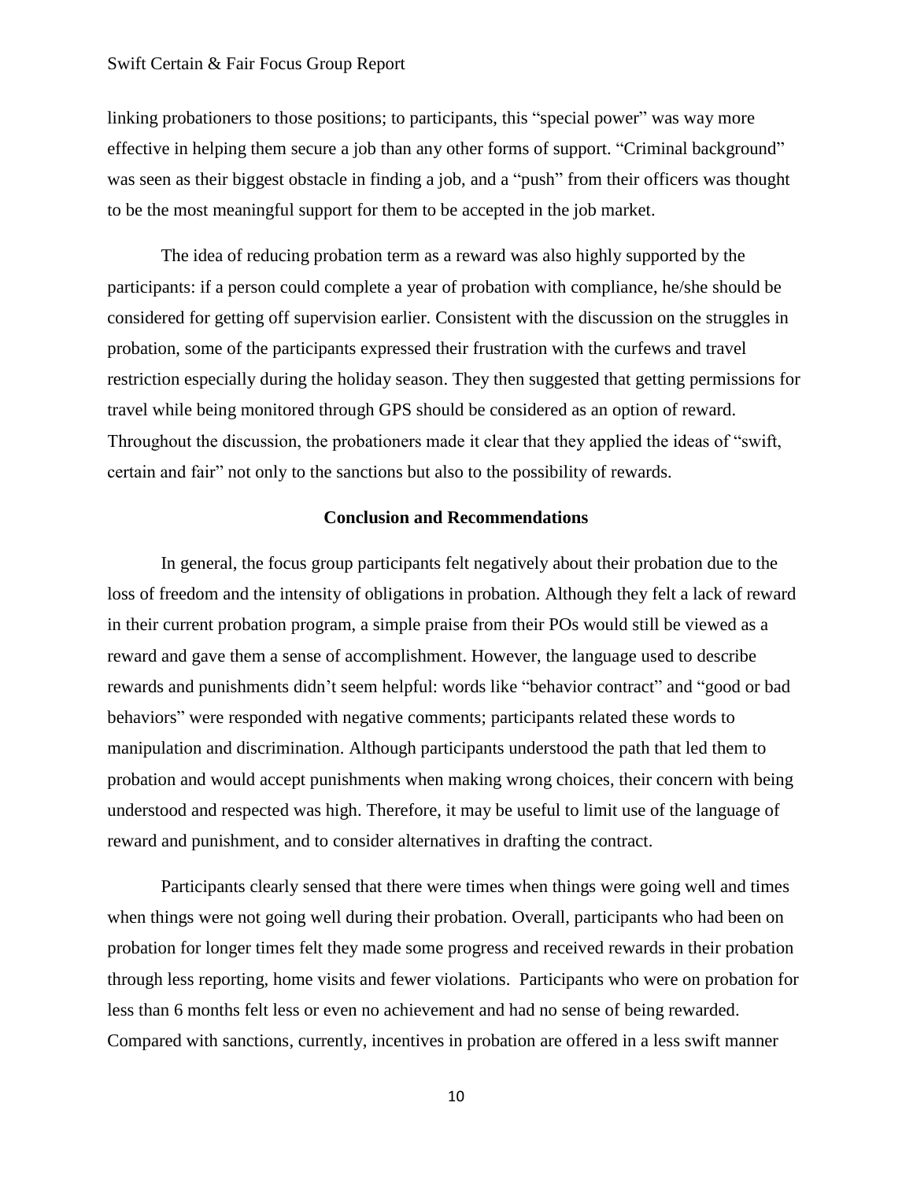linking probationers to those positions; to participants, this "special power" was way more effective in helping them secure a job than any other forms of support. "Criminal background" was seen as their biggest obstacle in finding a job, and a "push" from their officers was thought to be the most meaningful support for them to be accepted in the job market.

The idea of reducing probation term as a reward was also highly supported by the participants: if a person could complete a year of probation with compliance, he/she should be considered for getting off supervision earlier. Consistent with the discussion on the struggles in probation, some of the participants expressed their frustration with the curfews and travel restriction especially during the holiday season. They then suggested that getting permissions for travel while being monitored through GPS should be considered as an option of reward. Throughout the discussion, the probationers made it clear that they applied the ideas of "swift, certain and fair" not only to the sanctions but also to the possibility of rewards.

## Conclusion and Recommendations

In general, the focus group participants felt negatively about their probation due to the loss of freedom and the intensity of obligations in probation. Although they felt a lack of reward in their current probation program, a simple praise from their POs would still be viewed as a reward and gave them a sense of accomplishment. However, the language used to describe rewards and punishments didn't seem helpful: words like "behavior contract" and "good or bad behaviors" were responded with negative comments; participants related these words to manipulation and discrimination. Although participants understood the path that led them to probation and would accept punishments when making wrong choices, their concern with being understood and respected was high. Therefore, it may be useful to limit use of the language of reward and punishment, and to consider alternatives in drafting the contract.

Participants clearly sensed that there were times when things were going well and times when things were not going well during their probation. Overall, participants who had been on probation for longer times felt they made some progress and received rewards in their probation through less reporting, home visits and fewer violations. Participants who were on probation for less than 6 months felt less or even no achievement and had no sense of being rewarded. Compared with sanctions, currently, incentives in probation are offered in a less swift manner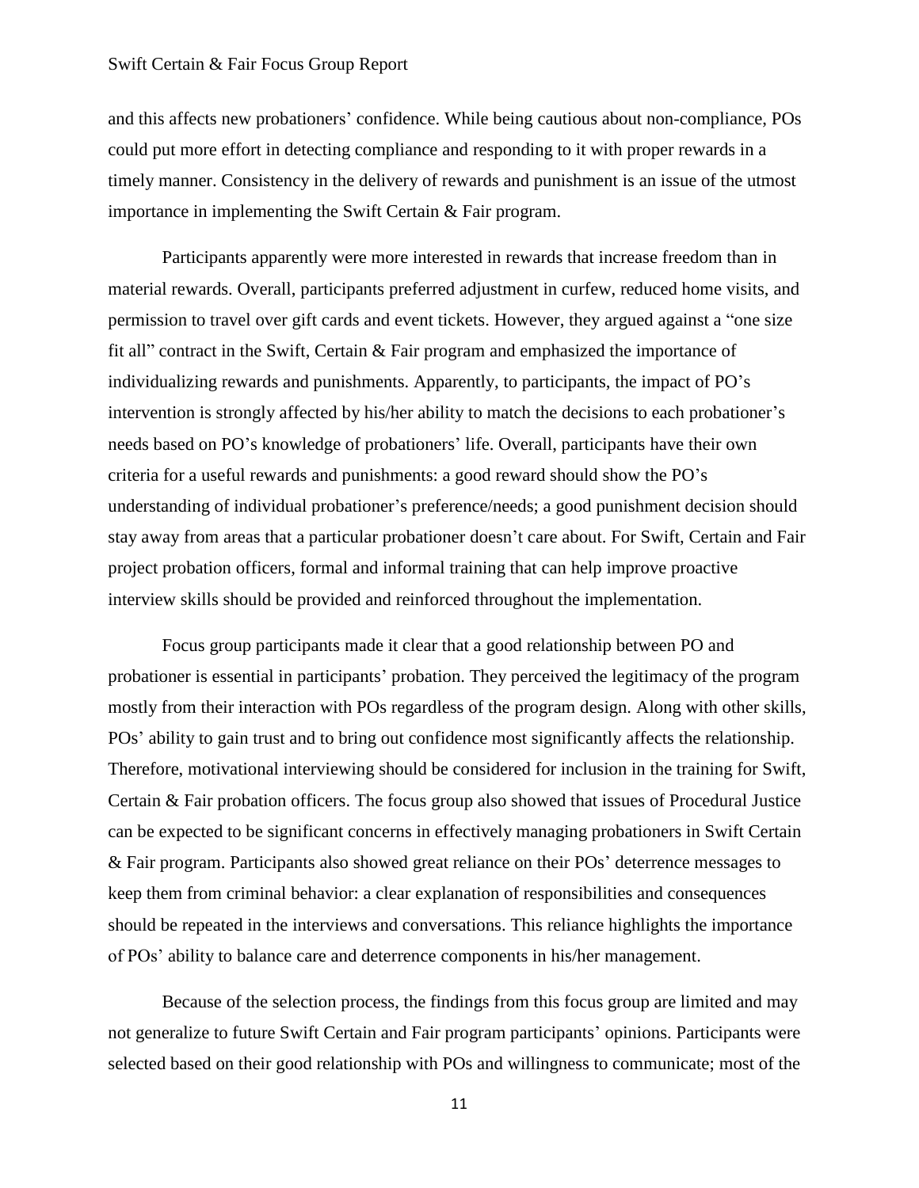and this affects new probationers' confidence. While being cautious about non-compliance, POs could put more effort in detecting compliance and responding to it with proper rewards in a timely manner. Consistency in the delivery of rewards and punishment is an issue of the utmost importance in implementing the Swift Certain & Fair program.

Participants apparently were more interested in rewards that increase freedom than in material rewards. Overall, participants preferred adjustment in curfew, reduced home visits, and permission to travel over gift cards and event tickets. However, they argued against a "one size fit all" contract in the Swift, Certain & Fair program and emphasized the importance of individualizing rewards and punishments. Apparently, to participants, the impact of PO's intervention is strongly affected by his/her ability to match the decisions to each probationer's needs based on PO's knowledge of probationers' life. Overall, participants have their own criteria for a useful rewards and punishments: a good reward should show the PO's understanding of individual probationer's preference/needs; a good punishment decision should stay away from areas that a particular probationer doesn't care about. For Swift, Certain and Fair project probation officers, formal and informal training that can help improve proactive interview skills should be provided and reinforced throughout the implementation.

Focus group participants made it clear that a good relationship between PO and probationer is essential in participants' probation. They perceived the legitimacy of the program mostly from their interaction with POs regardless of the program design. Along with other skills, POs' ability to gain trust and to bring out confidence most significantly affects the relationship. Therefore, motivational interviewing should be considered for inclusion in the training for Swift, Certain & Fair probation officers. The focus group also showed that issues of Procedural Justice can be expected to be significant concerns in effectively managing probationers in Swift Certain & Fair program. Participants also showed great reliance on their POs' deterrence messages to keep them from criminal behavior: a clear explanation of responsibilities and consequences should be repeated in the interviews and conversations. This reliance highlights the importance of POs' ability to balance care and deterrence components in his/her management.

Because of the selection process, the findings from this focus group are limited and may not generalize to future Swift Certain and Fair program participants' opinions. Participants were selected based on their good relationship with POs and willingness to communicate; most of the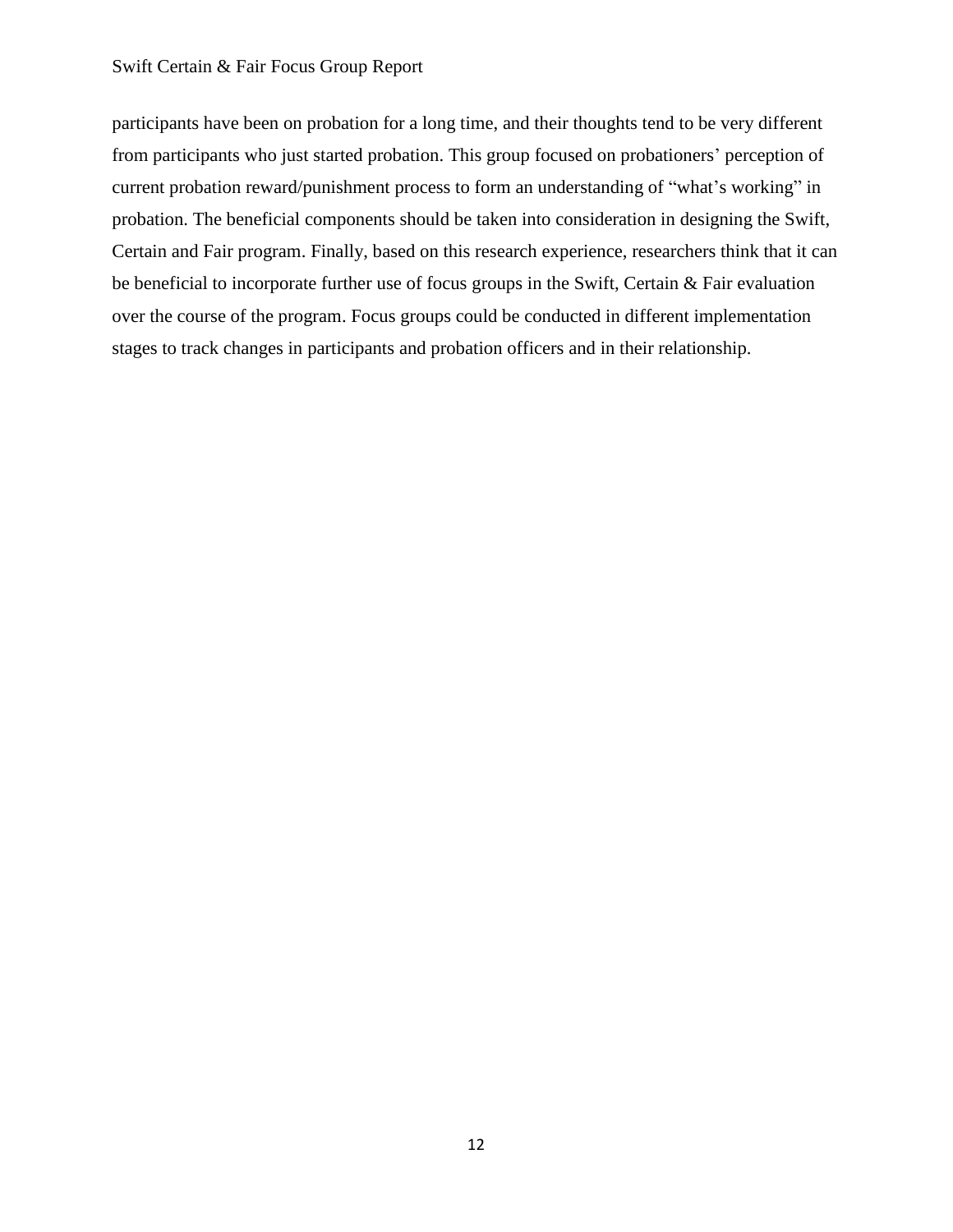participants have been on probation for a long time, and their thoughts tend to be very different from participants who just started probation. This group focused on probationers' perception of current probation reward/punishment process to form an understanding of "what's working" in probation. The beneficial components should be taken into consideration in designing the Swift, Certain and Fair program. Finally, based on this research experience, researchers think that it can be beneficial to incorporate further use of focus groups in the Swift, Certain & Fair evaluation over the course of the program. Focus groups could be conducted in different implementation stages to track changes in participants and probation officers and in their relationship.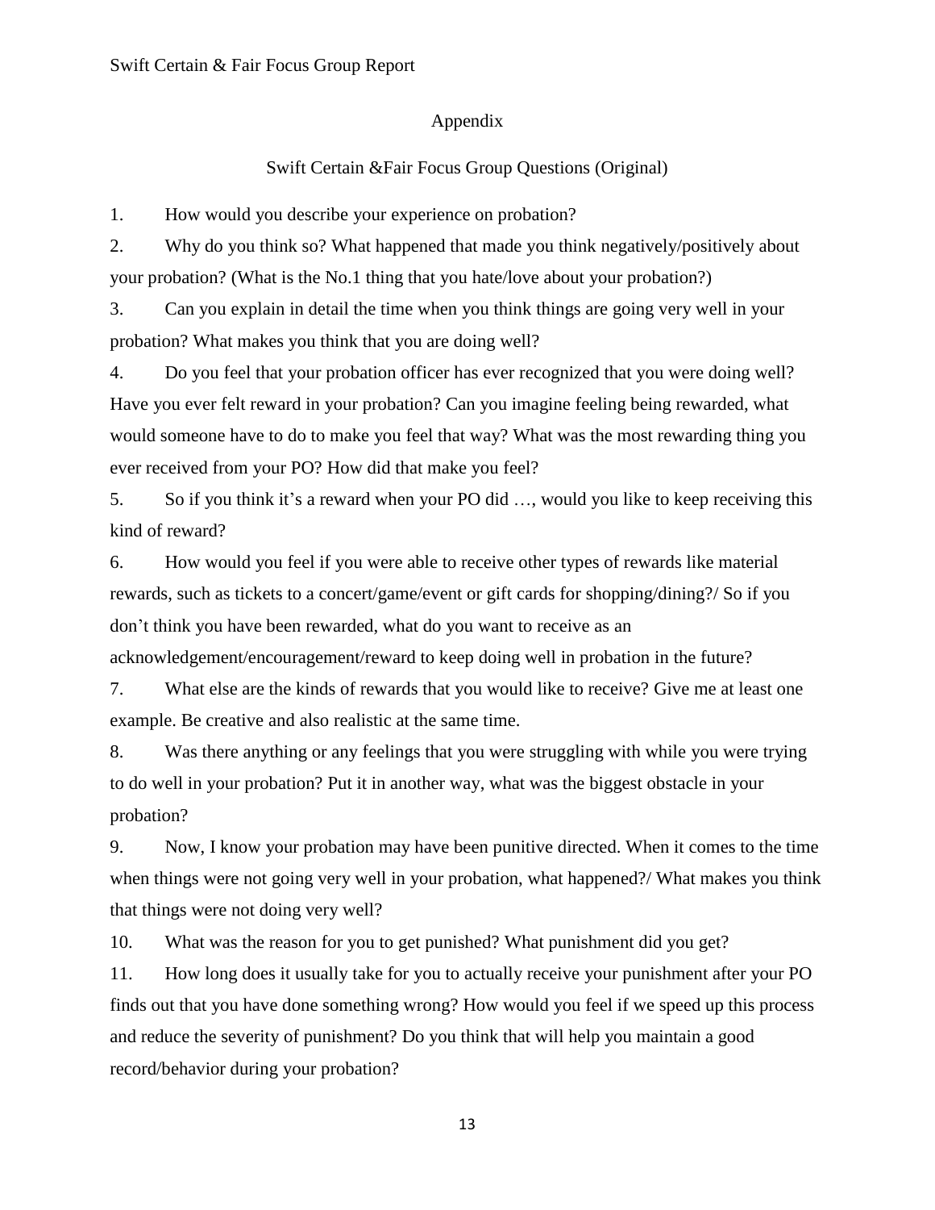## Appendix

### Swift Certain &Fair Focus Group Questions (Original)

1. How would you describe your experience on probation?

2. Why do you think so? What happened that made you think negatively/positively about your probation? (What is the No.1 thing that you hate/love about your probation?)

3. Can you explain in detail the time when you think things are going very well in your probation? What makes you think that you are doing well?

4. Do you feel that your probation officer has ever recognized that you were doing well? Have you ever felt reward in your probation? Can you imagine feeling being rewarded, what would someone have to do to make you feel that way? What was the most rewarding thing you ever received from your PO? How did that make you feel?

5. So if you think it's a reward when your PO did …, would you like to keep receiving this kind of reward?

6. How would you feel if you were able to receive other types of rewards like material rewards, such as tickets to a concert/game/event or gift cards for shopping/dining?/ So if you don't think you have been rewarded, what do you want to receive as an acknowledgement/encouragement/reward to keep doing well in probation in the future?

7. What else are the kinds of rewards that you would like to receive? Give me at least one example. Be creative and also realistic at the same time.

8. Was there anything or any feelings that you were struggling with while you were trying to do well in your probation? Put it in another way, what was the biggest obstacle in your probation?

9. Now, I know your probation may have been punitive directed. When it comes to the time when things were not going very well in your probation, what happened?/ What makes you think that things were not doing very well?

10. What was the reason for you to get punished? What punishment did you get?

11. How long does it usually take for you to actually receive your punishment after your PO finds out that you have done something wrong? How would you feel if we speed up this process and reduce the severity of punishment? Do you think that will help you maintain a good record/behavior during your probation?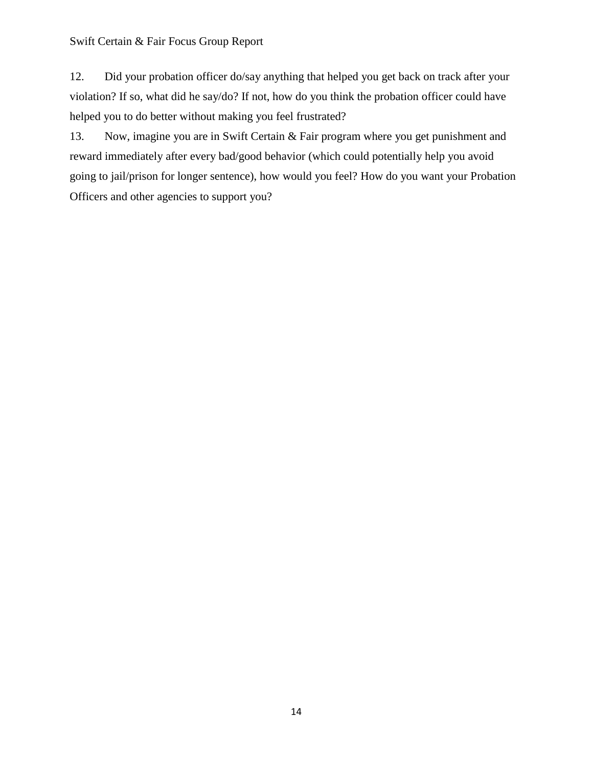12. Did your probation officer do/say anything that helped you get back on track after your violation? If so, what did he say/do? If not, how do you think the probation officer could have helped you to do better without making you feel frustrated?

13. Now, imagine you are in Swift Certain & Fair program where you get punishment and reward immediately after every bad/good behavior (which could potentially help you avoid going to jail/prison for longer sentence), how would you feel? How do you want your Probation Officers and other agencies to support you?